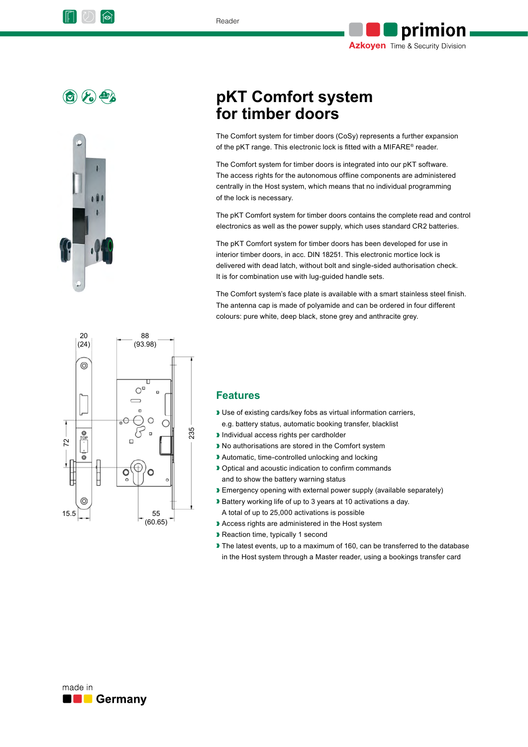# pKT Comfort system for timber doors

The Comfort system for timber doors (CoSy) represents a further expansion of the pKT range. This electronic lock is fitted with a MIFARE® reader.

The Comfort system for timber doors is integrated into our pKT software. The access rights for the autonomous offline components are administered centrally in the Host system, which means that no individual programming of the lock is necessary.

The pKT Comfort system for timber doors contains the complete read and control electronics as well as the power supply, which uses standard CR2 batteries.

The pKT Comfort system for timber doors has been developed for use in interior timber doors, in acc. DIN 18251. This electronic mortice lock is delivered with dead latch, without bolt and single-sided authorisation check. It is for combination use with lug-guided handle sets.

The Comfort system's face plate is available with a smart stainless steel finish. The antenna cap is made of polyamide and can be ordered in four different colours: pure white, deep black, stone grey and anthracite grey.

## Features

- Use of existing cards/key fobs as virtual information carriers, e.g. battery status, automatic booking transfer, blacklist
- Individual access rights per cardholder
- No authorisations are stored in the Comfort system
- Automatic, time-controlled unlocking and locking
- Optical and acoustic indication to confirm commands and to show the battery warning status
- Emergency opening with external power supply (available separately)
- Battery working life of up to 3 years at 10 activations a day. A total of up to 25,000 activations is possible
- Access rights are administered in the Host system
- Reaction time, typically 1 second
- The latest events, up to a maximum of 160, can be transferred to the database in the Host system through a Master reader, using a bookings transfer card

made in Germany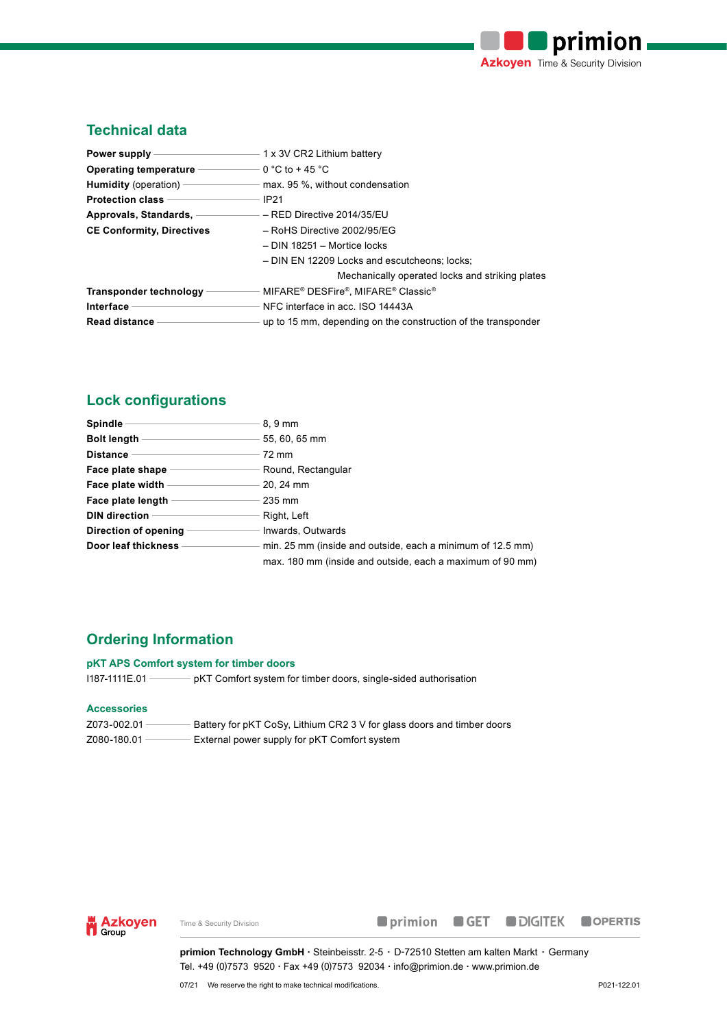## Technical data

| | |
|---|---|
| **Power supply** | 1 x 3V CR2 Lithium battery |
| **Operating temperature** | 0 °C to + 45 °C |
| **Humidity** (operation) | max. 95 %, without condensation |
| **Protection class** | IP21 |
| **Approvals, Standards, CE Conformity, Directives** | – RED Directive 2014/35/EU<br>– RoHS Directive 2002/95/EG<br>– DIN 18251 – Mortice locks<br>– DIN EN 12209 Locks and escutcheons; locks; Mechanically operated locks and striking plates |
| **Transponder technology** | MIFARE® DESFire®, MIFARE® Classic® |
| **Interface** | NFC interface in acc. ISO 14443A |
| **Read distance** | up to 15 mm, depending on the construction of the transponder |

## Lock configurations

| | |
|---|---|
| **Spindle** | 8, 9 mm |
| **Bolt length** | 55, 60, 65 mm |
| **Distance** | 72 mm |
| **Face plate shape** | Round, Rectangular |
| **Face plate width** | 20, 24 mm |
| **Face plate length** | 235 mm |
| **DIN direction** | Right, Left |
| **Direction of opening** | Inwards, Outwards |
| **Door leaf thickness** | min. 25 mm (inside and outside, each a minimum of 12.5 mm)<br>max. 180 mm (inside and outside, each a maximum of 90 mm) |

## Ordering Information

### pKT APS Comfort system for timber doors

| | |
|---|---|
| I187-1111E.01 | pKT Comfort system for timber doors, single-sided authorisation |

### Accessories

| | |
|---|---|
| Z073-002.01 | Battery for pKT CoSy, Lithium CR2 3 V for glass doors and timber doors |
| Z080-180.01 | External power supply for pKT Comfort system |

Azkoyen Group — Time & Security Division — primion · GET · DIGITEK · OPERTIS

**primion Technology GmbH** · Steinbeisstr. 2-5 · D-72510 Stetten am kalten Markt · Germany
Tel. +49 (0)7573 9520 · Fax +49 (0)7573 92034 · info@primion.de · www.primion.de

07/21 We reserve the right to make technical modifications.

P021-122.01